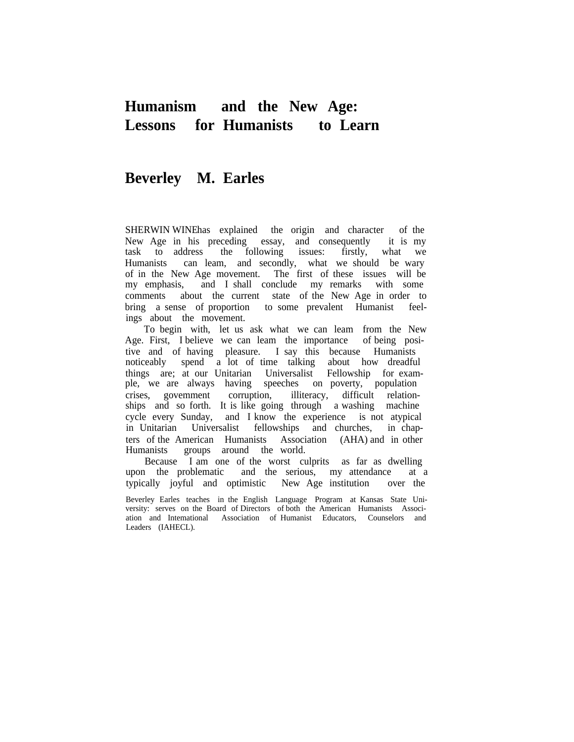# Humanism and the New Age: Lessons for Humanists to Learn

## Beverley M. Earles

SHERWIN WINE has explained the origin and character of the New Age in his preceding essay, and consequently it is my task to address the following issues: firstly, what we Humanists can leam, and secondly, what we should be wary of in the New Age movement. The first of these issues will be my emphasis, and I shall conclude my remarks with some comments about the current state of the New Age in order to bring a sense of proportion to some prevalent Humanist feelings about the movement.

To begin with, let us ask what we can leam from the New Age. First, I believe we can leam the importance of being positive and of having pleasure. I say this because Humanists noticeably spend a lot of time talking about how dreadful things are; at our Unitarian Universalist Fellowship for example, we are always having speeches on poverty, population crises, govemment corruption, illiteracy, difficult relationships and so forth. It is like going through a washing machine cycle every Sunday, and I know the experience is not atypical in Unitarian Universalist fellowships and churches, in chapters of the American Humanists Association (AHA) and in other Humanists groups around the world.

Because I am one of the worst culprits as far as dwelling upon the problematic and the serious, my attendance at a typically joyful and optimistic New Age institution over the

Beverley Earles teaches in the English Language Program at Kansas State University: serves on the Board of Directors of both the American Humanists Association and Intemational Association of Humanist Educators, Counselors and Leaders (IAHECL).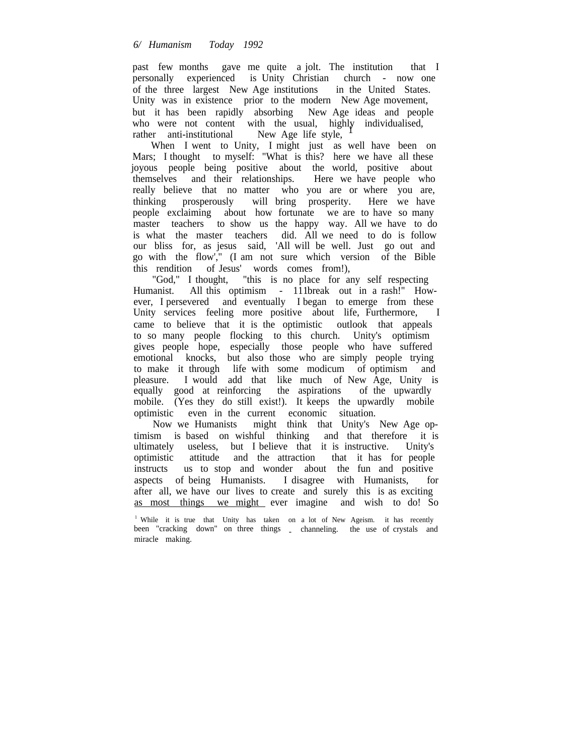past few months gave me quite a jolt. The institution that I personally experienced is Unity Christian church - now one of the three largest New Age institutions in the United States. Unity was in existence prior to the modern New Age movement, but it has been rapidly absorbing New Age ideas and people who were not content with the usual, highly individualised, rather anti-institutional New Age life style, [1]

When I went to Unity, I might just as well have been on Mars; I thought to myself: "What is this? here we have all these joyous people being positive about the world, positive about themselves and their relationships. Here we have people who really believe that no matter who you are or where you are, thinking prosperously will bring prosperity. Here we have people exclaiming about how fortunate we are to have so many master teachers to show us the happy way. All we have to do is what the master teachers did. All we need to do is follow our bliss for, as jesus said, 'All will be well. Just go out and go with the flow'," (I am not sure which version of the Bible this rendition of Jesus' words comes from!),

"God," I thought, "this is no place for any self respecting Humanist. All this optimism - 111break out in a rash!" However, I persevered and eventually I began to emerge from these Unity services feeling more positive about life, Furthermore, I came to believe that it is the optimistic outlook that appeals to so many people flocking to this church. Unity's optimism gives people hope, especially those people who have suffered emotional knocks, but also those who are simply people trying to make it through life with some modicum of optimism and pleasure. I would add that like much of New Age, Unity is equally good at reinforcing the aspirations of the upwardly mobile. (Yes they do still exist!). It keeps the upwardly mobile optimistic even in the current economic situation.

Now we Humanists might think that Unity's New Age optimism is based on wishful thinking and that therefore it is ultimately useless, but I believe that it is instructive. Unity's optimistic attitude and the attraction that it has for people instructs us to stop and wonder about the fun and positive aspects of being Humanists. I disagree with Humanists, for after all, we have our lives to create and surely this is as exciting as most things we might ever imagine and wish to do! So

[1] While it is true that Unity has taken on a lot of New Ageism. it has recently been "cracking down" on three things - channeling. the use of crystals and miracle making.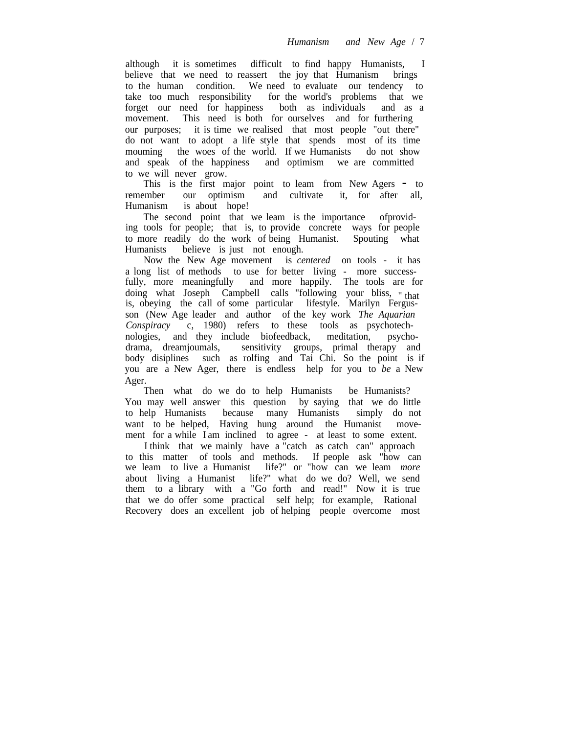although it is sometimes difficult to find happy Humanists, I believe that we need to reassert the joy that Humanism brings to the human condition. We need to evaluate our tendency to take too much responsibility for the world's problems that we forget our need for happiness both as individuals and as a movement. This need is both for ourselves and for furthering our purposes; it is time we realised that most people "out there" do not want to adopt a life style that spends most of its time mouming the woes of the world. If we Humanists do not show and speak of the happiness and optimism we are committed to we will never grow.

This is the first major point to leam from New Agers - to remember our optimism and cultivate it, for after all, Humanism is about hope!

The second point that we leam is the importance ofproviding tools for people; that is, to provide concrete ways for people to more readily do the work of being Humanist. Spouting what Humanists believe is just not enough.

Now the New Age movement is *centered* on tools - it has a long list of methods to use for better living - more successfully, more meaningfully and more happily. The tools are for doing what Joseph Campbell calls "following your bliss, " that is, obeying the call of some particular lifestyle. Marilyn Fergusson (New Age leader and author of the key work *The Aquarian Conspiracy* c, 1980) refers to these tools as psychotechnologies, and they include biofeedback, meditation, psychodrama, dreamjoumals, sensitivity groups, primal therapy and body disiplines such as rolfing and Tai Chi. So the point is if you are a New Ager, there is endless help for you to *be* a New Ager.

Then what do we do to help Humanists be Humanists? You may well answer this question by saying that we do little to help Humanists because many Humanists simply do not want to be helped, Having hung around the Humanist movement for a while I am inclined to agree - at least to some extent.

I think that we mainly have a "catch as catch can" approach to this matter of tools and methods. If people ask "how can we leam to live a Humanist life?" or "how can we leam *more* about living a Humanist life?" what do we do? Well, we send them to a library with a "Go forth and read!" Now it is true that we do offer some practical self help; for example, Rational Recovery does an excellent job of helping people overcome most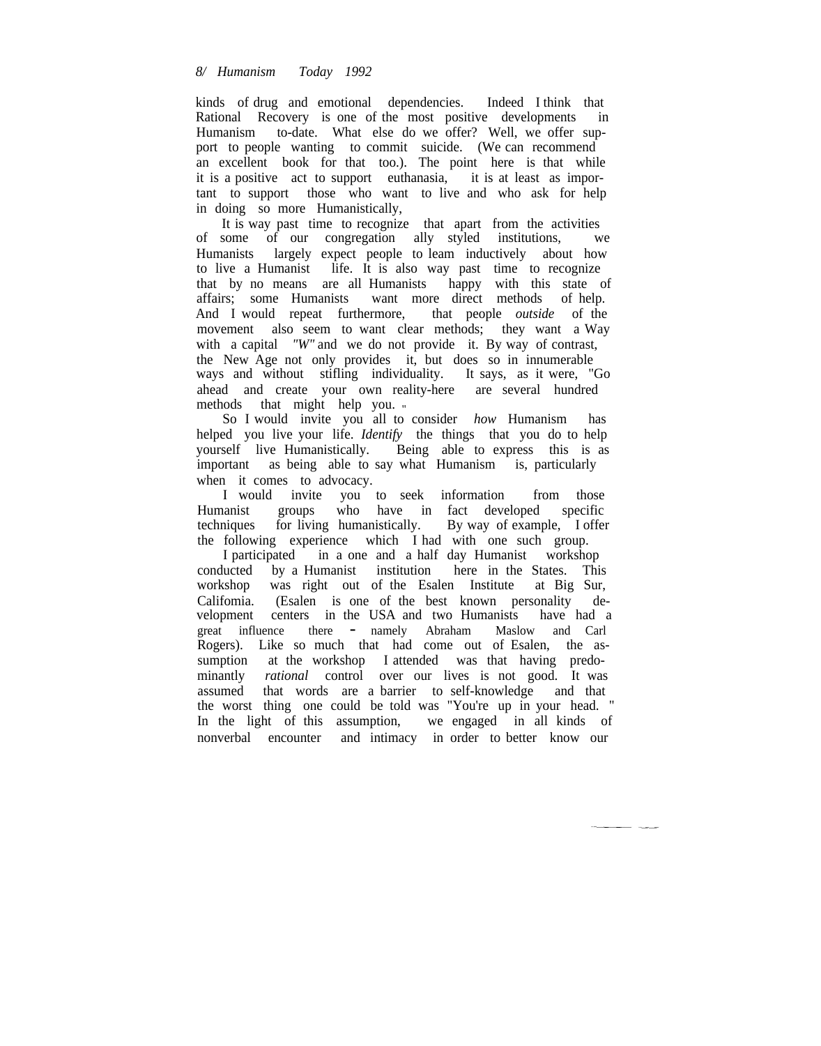kinds of drug and emotional dependencies. Indeed I think that Rational Recovery is one of the most positive developments in Humanism to-date. What else do we offer? Well, we offer support to people wanting to commit suicide. (We can recommend an excellent book for that too.). The point here is that while it is a positive act to support euthanasia, it is at least as important to support those who want to live and who ask for help in doing so more Humanistically,

It is way past time to recognize that apart from the activities of some of our congregation ally styled institutions, we Humanists largely expect people to leam inductively about how to live a Humanist life. It is also way past time to recognize that by no means are all Humanists happy with this state of affairs; some Humanists want more direct methods of help. And I would repeat furthermore, that people *outside* of the movement also seem to want clear methods; they want a Way with a capital *"W"* and we do not provide it. By way of contrast, the New Age not only provides it, but does so in innumerable ways and without stifling individuality. It says, as it were, "Go ahead and create your own reality-here are several hundred methods that might help you."

So I would invite you all to consider *how* Humanism has helped you live your life. *Identify* the things that you do to help yourself live Humanistically. Being able to express this is as important as being able to say what Humanism is, particularly when it comes to advocacy.

I would invite you to seek information from those Humanist groups who have in fact developed specific techniques for living humanistically. By way of example, I offer the following experience which I had with one such group.

I participated in a one and a half day Humanist workshop conducted by a Humanist institution here in the States. This workshop was right out of the Esalen Institute at Big Sur, Califomia. (Esalen is one of the best known personality development centers in the USA and two Humanists have had a great influence there - namely Abraham Maslow and Carl Rogers). Like so much that had come out of Esalen, the assumption at the workshop I attended was that having predominantly *rational* control over our lives is not good. It was assumed that words are a barrier to self-knowledge and that the worst thing one could be told was "You're up in your head." In the light of this assumption, we engaged in all kinds of nonverbal encounter and intimacy in order to better know our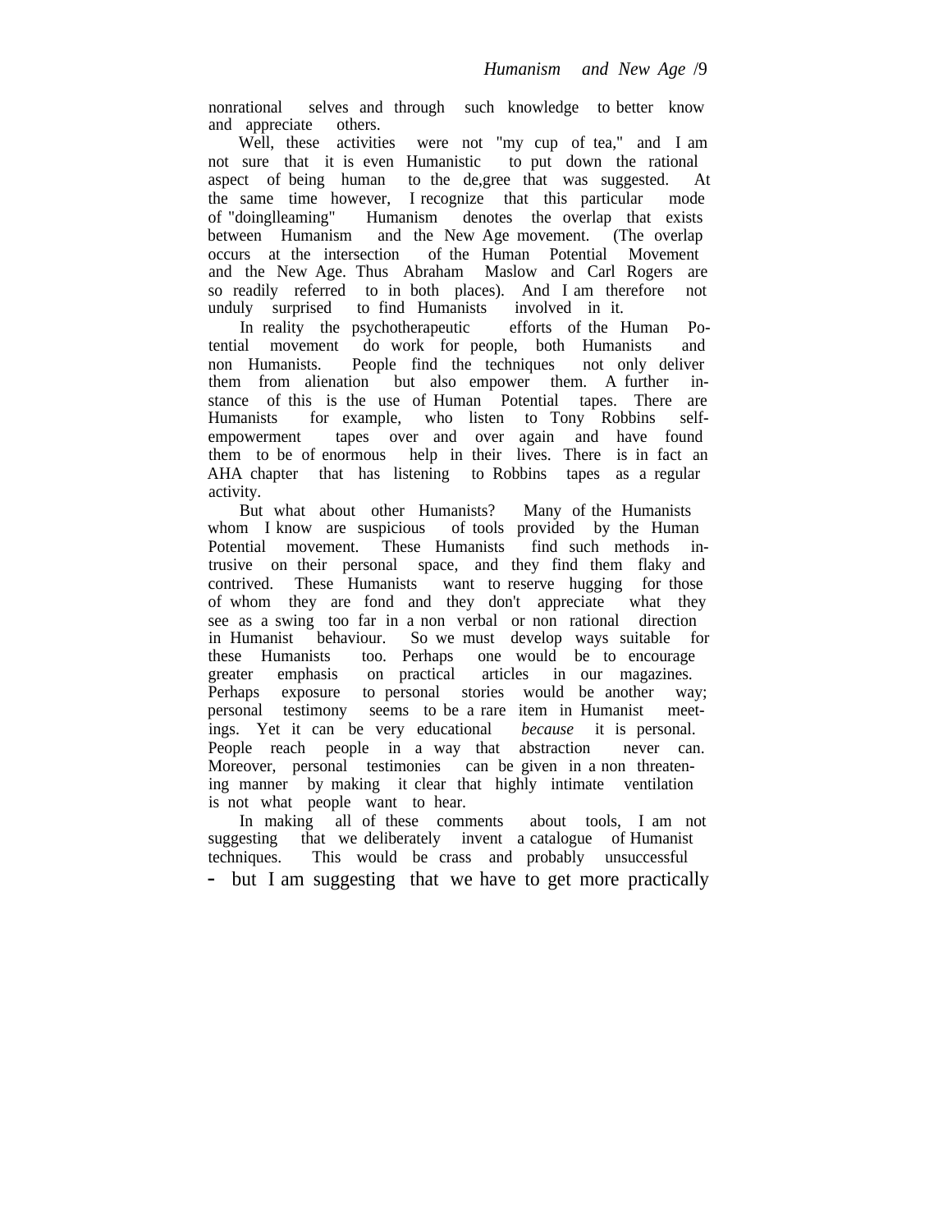nonrational selves and through such knowledge to better know and appreciate others.

Well, these activities were not "my cup of tea," and I am not sure that it is even Humanistic to put down the rational aspect of being human to the de,gree that was suggested. At the same time however, I recognize that this particular mode of "doingllearning" Humanism denotes the overlap that exists between Humanism and the New Age movement. (The overlap occurs at the intersection of the Human Potential Movement and the New Age. Thus Abraham Maslow and Carl Rogers are so readily referred to in both places). And I am therefore not unduly surprised to find Humanists involved in it.

In reality the psychotherapeutic efforts of the Human Potential movement do work for people, both Humanists and non Humanists. People find the techniques not only deliver them from alienation but also empower them. A further instance of this is the use of Human Potential tapes. There are Humanists for example, who listen to Tony Robbins self-empowerment tapes over and over again and have found them to be of enormous help in their lives. There is in fact an AHA chapter that has listening to Robbins tapes as a regular activity.

But what about other Humanists? Many of the Humanists whom I know are suspicious of tools provided by the Human Potential movement. These Humanists find such methods intrusive on their personal space, and they find them flaky and contrived. These Humanists want to reserve hugging for those of whom they are fond and they don't appreciate what they see as a swing too far in a non verbal or non rational direction in Humanist behaviour. So we must develop ways suitable for these Humanists too. Perhaps one would be to encourage greater emphasis on practical articles in our magazines. Perhaps exposure to personal stories would be another way; personal testimony seems to be a rare item in Humanist meetings. Yet it can be very educational *because* it is personal. People reach people in a way that abstraction never can. Moreover, personal testimonies can be given in a non threatening manner by making it clear that highly intimate ventilation is not what people want to hear.

In making all of these comments about tools, I am not suggesting that we deliberately invent a catalogue of Humanist techniques. This would be crass and probably unsuccessful - but I am suggesting that we have to get more practically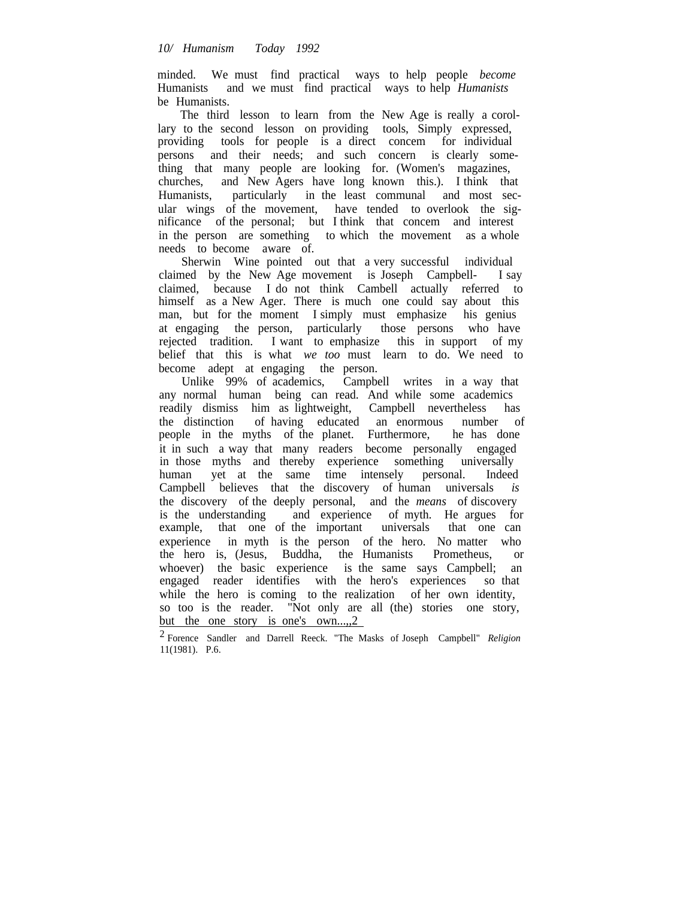minded. We must find practical ways to help people *become* Humanists and we must find practical ways to help *Humanists* be Humanists.

The third lesson to learn from the New Age is really a corollary to the second lesson on providing tools, Simply expressed, providing tools for people is a direct concem for individual persons and their needs; and such concern is clearly something that many people are looking for. (Women's magazines, churches, and New Agers have long known this.). I think that Humanists, particularly in the least communal and most secular wings of the movement, have tended to overlook the significance of the personal; but I think that concem and interest in the person are something to which the movement as a whole needs to become aware of.

Sherwin Wine pointed out that a very successful individual claimed by the New Age movement is Joseph Campbell- I say claimed, because I do not think Cambell actually referred to himself as a New Ager. There is much one could say about this man, but for the moment I simply must emphasize his genius at engaging the person, particularly those persons who have rejected tradition. I want to emphasize this in support of my belief that this is what *we too* must learn to do. We need to become adept at engaging the person.

Unlike 99% of academics, Campbell writes in a way that any normal human being can read. And while some academics readily dismiss him as lightweight, Campbell nevertheless has the distinction of having educated an enormous number of people in the myths of the planet. Furthermore, he has done it in such a way that many readers become personally engaged in those myths and thereby experience something universally human yet at the same time intensely personal. Indeed Campbell believes that the discovery of human universals *is* the discovery of the deeply personal, and the *means* of discovery is the understanding and experience of myth. He argues for example, that one of the important universals that one can experience in myth is the person of the hero. No matter who the hero is, (Jesus, Buddha, the Humanists Prometheus, or whoever) the basic experience is the same says Campbell; an engaged reader identifies with the hero's experiences so that while the hero is coming to the realization of her own identity, so too is the reader. "Not only are all (the) stories one story, but the one story is one's own...,[2]

[2] Forence Sandler and Darrell Reeck. "The Masks of Joseph Campbell" *Religion* 11(1981). P.6.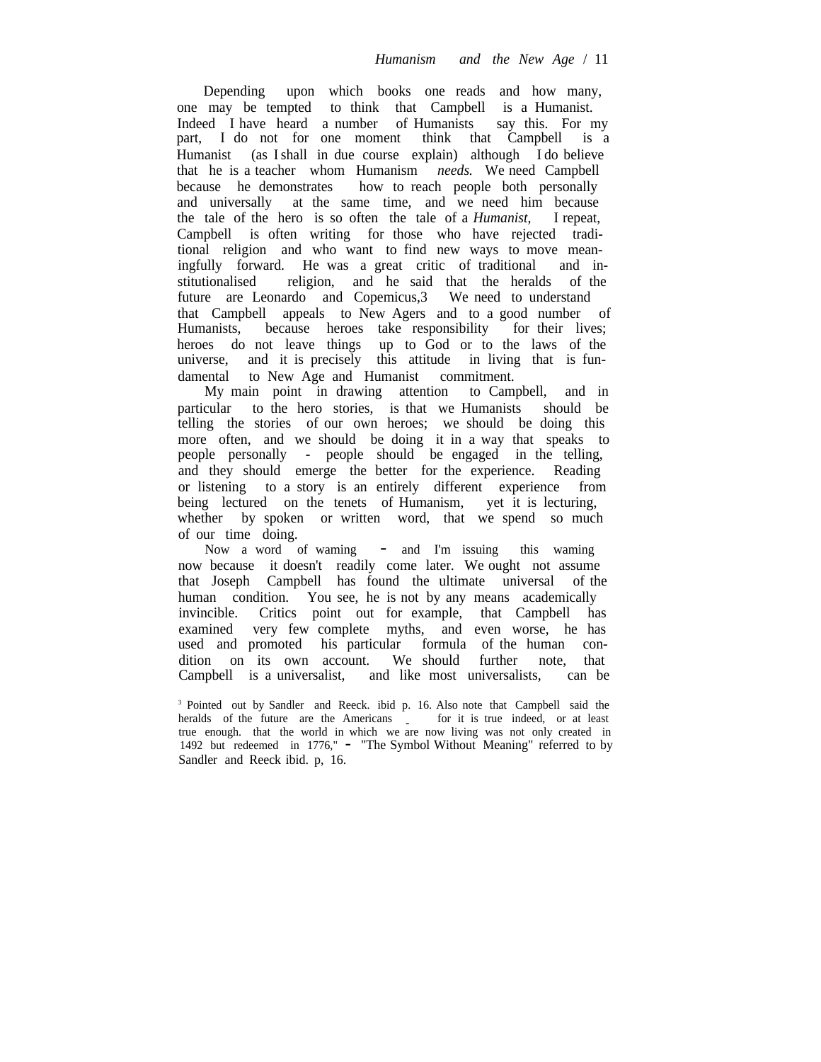Depending upon which books one reads and how many, one may be tempted to think that Campbell is a Humanist. Indeed I have heard a number of Humanists say this. For my part, I do not for one moment think that Campbell is a Humanist (as I shall in due course explain) although I do believe that he is a teacher whom Humanism *needs.* We need Campbell because he demonstrates how to reach people both personally and universally at the same time, and we need him because the tale of the hero is so often the tale of a *Humanist,* I repeat, Campbell is often writing for those who have rejected traditional religion and who want to find new ways to move meaningfully forward. He was a great critic of traditional and institutionalised religion, and he said that the heralds of the future are Leonardo and Copemicus,[3] We need to understand that Campbell appeals to New Agers and to a good number of Humanists, because heroes take responsibility for their lives; heroes do not leave things up to God or to the laws of the universe, and it is precisely this attitude in living that is fundamental to New Age and Humanist commitment.

My main point in drawing attention to Campbell, and in particular to the hero stories, is that we Humanists should be telling the stories of our own heroes; we should be doing this more often, and we should be doing it in a way that speaks to people personally - people should be engaged in the telling, and they should emerge the better for the experience. Reading or listening to a story is an entirely different experience from being lectured on the tenets of Humanism, yet it is lecturing, whether by spoken or written word, that we spend so much of our time doing.

Now a word of waming - and I'm issuing this waming now because it doesn't readily come later. We ought not assume that Joseph Campbell has found the ultimate universal of the human condition. You see, he is not by any means academically invincible. Critics point out for example, that Campbell has examined very few complete myths, and even worse, he has used and promoted his particular formula of the human condition on its own account. We should further note, that Campbell is a universalist, and like most universalists, can be

[3] Pointed out by Sandler and Reeck. ibid p. 16. Also note that Campbell said the heralds of the future are the Americans _ for it is true indeed, or at least true enough. that the world in which we are now living was not only created in 1492 but redeemed in 1776," - "The Symbol Without Meaning" referred to by Sandler and Reeck ibid. p, 16.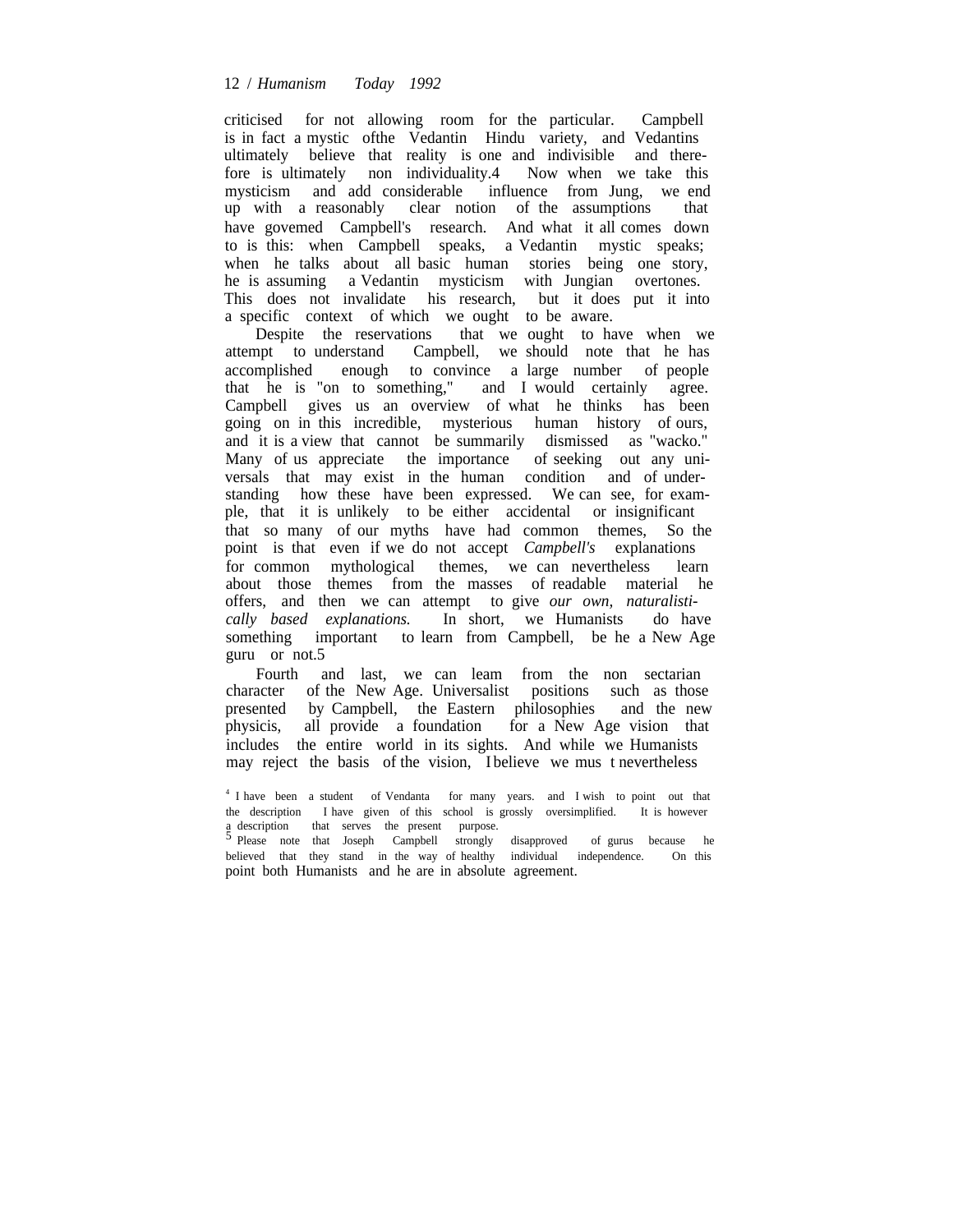criticised for not allowing room for the particular. Campbell is in fact a mystic ofthe Vedantin Hindu variety, and Vedantins ultimately believe that reality is one and indivisible and therefore is ultimately non individuality.[4] Now when we take this mysticism and add considerable influence from Jung, we end up with a reasonably clear notion of the assumptions that have govemed Campbell's research. And what it all comes down to is this: when Campbell speaks, a Vedantin mystic speaks; when he talks about all basic human stories being one story, he is assuming a Vedantin mysticism with Jungian overtones. This does not invalidate his research, but it does put it into a specific context of which we ought to be aware.

Despite the reservations that we ought to have when we attempt to understand Campbell, we should note that he has accomplished enough to convince a large number of people that he is "on to something," and I would certainly agree. Campbell gives us an overview of what he thinks has been going on in this incredible, mysterious human history of ours, and it is a view that cannot be summarily dismissed as "wacko." Many of us appreciate the importance of seeking out any universals that may exist in the human condition and of understanding how these have been expressed. We can see, for example, that it is unlikely to be either accidental or insignificant that so many of our myths have had common themes, So the point is that even if we do not accept *Campbell's* explanations for common mythological themes, we can nevertheless learn about those themes from the masses of readable material he offers, and then we can attempt to give *our own, naturalistically based explanations.* In short, we Humanists do have something important to learn from Campbell, be he a New Age guru or not.[5]

Fourth and last, we can leam from the non sectarian character of the New Age. Universalist positions such as those presented by Campbell, the Eastern philosophies and the new physicis, all provide a foundation for a New Age vision that includes the entire world in its sights. And while we Humanists may reject the basis of the vision, I believe we mus t nevertheless

[4] I have been a student of Vendanta for many years. and I wish to point out that the description I have given of this school is grossly oversimplified. It is however a description that serves the present purpose.

[5] Please note that Joseph Campbell strongly disapproved of gurus because he believed that they stand in the way of healthy individual independence. On this point both Humanists and he are in absolute agreement.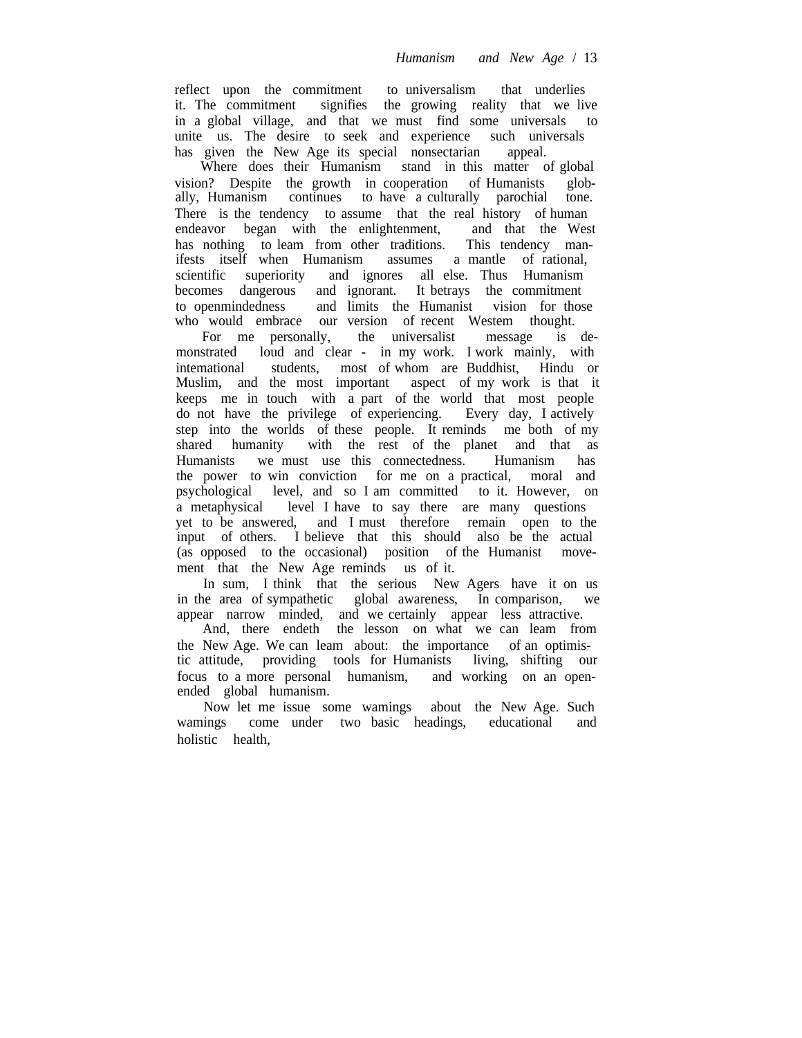reflect upon the commitment to universalism that underlies it. The commitment signifies the growing reality that we live in a global village, and that we must find some universals to unite us. The desire to seek and experience such universals has given the New Age its special nonsectarian appeal.

Where does their Humanism stand in this matter of global vision? Despite the growth in cooperation of Humanists globally, Humanism continues to have a culturally parochial tone. There is the tendency to assume that the real history of human endeavor began with the enlightenment, and that the West has nothing to leam from other traditions. This tendency manifests itself when Humanism assumes a mantle of rational, scientific superiority and ignores all else. Thus Humanism becomes dangerous and ignorant. It betrays the commitment to openmindedness and limits the Humanist vision for those who would embrace our version of recent Westem thought.

For me personally, the universalist message is demonstrated loud and clear - in my work. I work mainly, with intemational students, most of whom are Buddhist, Hindu or Muslim, and the most important aspect of my work is that it keeps me in touch with a part of the world that most people do not have the privilege of experiencing. Every day, I actively step into the worlds of these people. It reminds me both of my shared humanity with the rest of the planet and that as Humanists we must use this connectedness. Humanism has the power to win conviction for me on a practical, moral and psychological level, and so I am committed to it. However, on a metaphysical level I have to say there are many questions yet to be answered, and I must therefore remain open to the input of others. I believe that this should also be the actual (as opposed to the occasional) position of the Humanist movement that the New Age reminds us of it.

In sum, I think that the serious New Agers have it on us in the area of sympathetic global awareness, In comparison, we appear narrow minded, and we certainly appear less attractive.

And, there endeth the lesson on what we can leam from the New Age. We can leam about: the importance of an optimistic attitude, providing tools for Humanists living, shifting our focus to a more personal humanism, and working on an open-ended global humanism.

Now let me issue some wamings about the New Age. Such wamings come under two basic headings, educational and holistic health,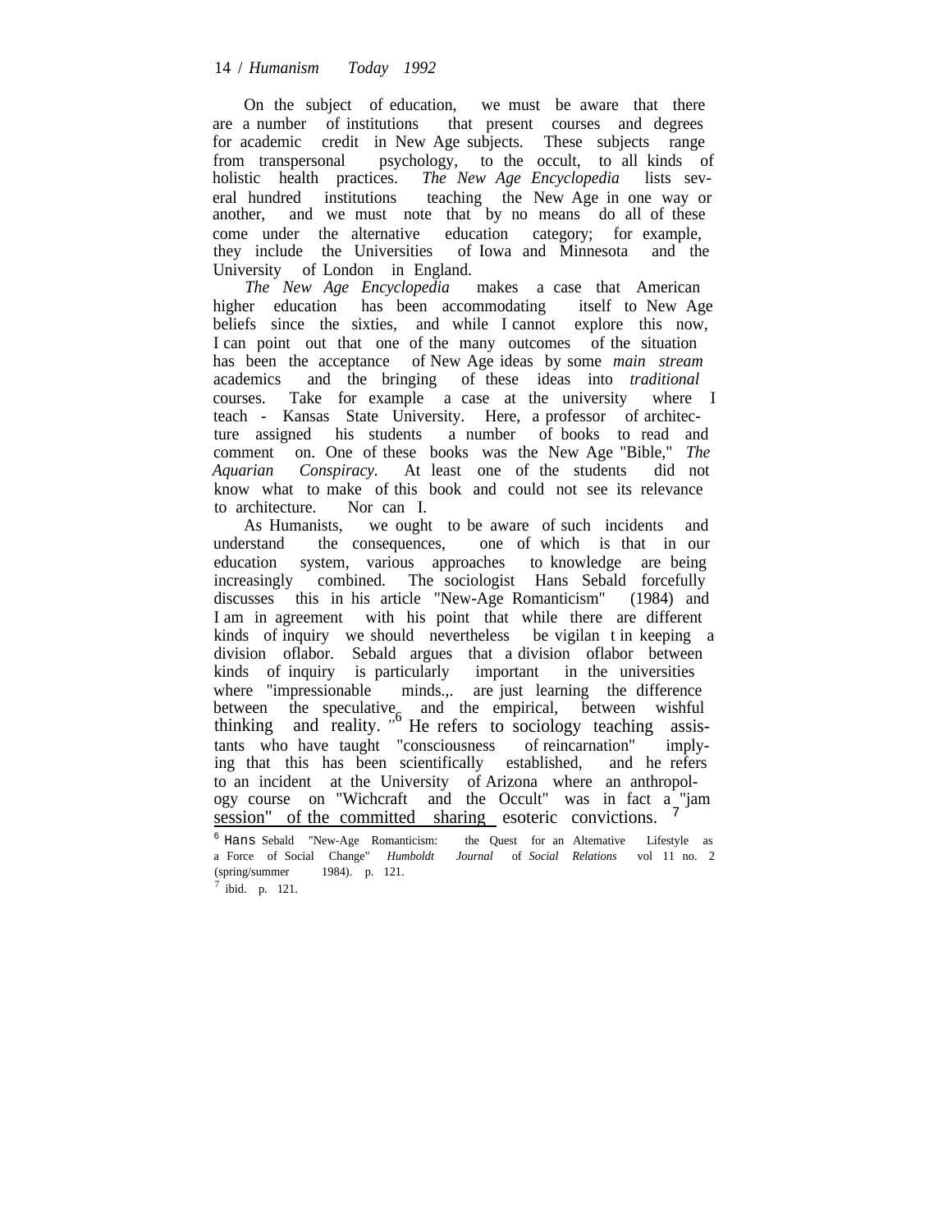On the subject of education, we must be aware that there are a number of institutions that present courses and degrees for academic credit in New Age subjects. These subjects range from transpersonal psychology, to the occult, to all kinds of holistic health practices. *The New Age Encyclopedia* lists several hundred institutions teaching the New Age in one way or another, and we must note that by no means do all of these come under the alternative education category; for example, they include the Universities of Iowa and Minnesota and the University of London in England.

*The New Age Encyclopedia* makes a case that American higher education has been accommodating itself to New Age beliefs since the sixties, and while I cannot explore this now, I can point out that one of the many outcomes of the situation has been the acceptance of New Age ideas by some *main stream* academics and the bringing of these ideas into *traditional* courses. Take for example a case at the university where I teach - Kansas State University. Here, a professor of architecture assigned his students a number of books to read and comment on. One of these books was the New Age "Bible," *The Aquarian Conspiracy.* At least one of the students did not know what to make of this book and could not see its relevance to architecture. Nor can I.

As Humanists, we ought to be aware of such incidents and understand the consequences, one of which is that in our education system, various approaches to knowledge are being increasingly combined. The sociologist Hans Sebald forcefully discusses this in his article "New-Age Romanticism" (1984) and I am in agreement with his point that while there are different kinds of inquiry we should nevertheless be vigilant in keeping a division oflabor. Sebald argues that a division oflabor between kinds of inquiry is particularly important in the universities where "impressionable minds.,. are just learning the difference between the speculative and the empirical, between wishful thinking and reality."[6] He refers to sociology teaching assistants who have taught "consciousness of reincarnation" implying that this has been scientifically established, and he refers to an incident at the University of Arizona where an anthropology course on "Wichcraft and the Occult" was in fact a "jam session" of the committed sharing esoteric convictions.[7]

[6] Hans Sebald "New-Age Romanticism: the Quest for an Altemative Lifestyle as a Force of Social Change" *Humboldt Journal* of *Social Relations* vol 11 no. 2 (spring/summer 1984). p. 121.

[7] ibid. p. 121.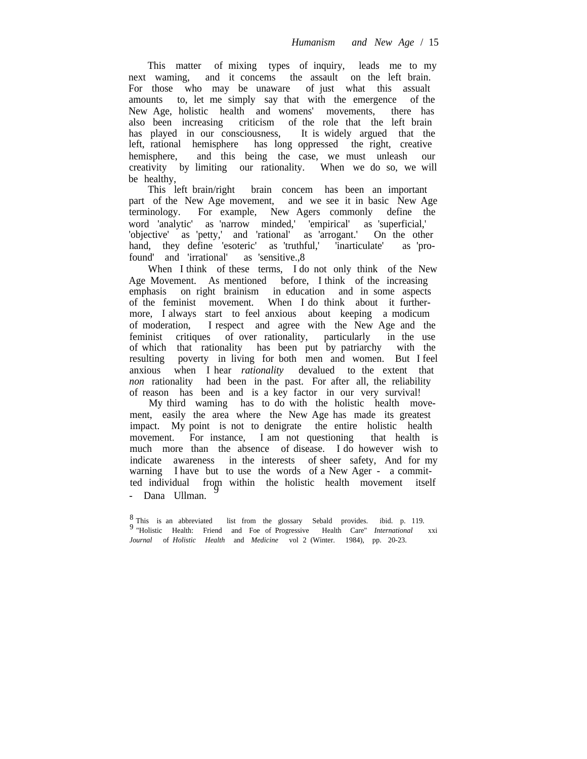This matter of mixing types of inquiry, leads me to my next waming, and it concems the assault on the left brain. For those who may be unaware of just what this assualt amounts to, let me simply say that with the emergence of the New Age, holistic health and womens' movements, there has also been increasing criticism of the role that the left brain has played in our consciousness, It is widely argued that the left, rational hemisphere has long oppressed the right, creative hemisphere, and this being the case, we must unleash our creativity by limiting our rationality. When we do so, we will be healthy,

This left brain/right brain concem has been an important part of the New Age movement, and we see it in basic New Age terminology. For example, New Agers commonly define the word 'analytic' as 'narrow minded,' 'empirical' as 'superficial,' 'objective' as 'petty,' and 'rational' as 'arrogant.' On the other hand, they define 'esoteric' as 'truthful,' 'inarticulate' as 'profound' and 'irrational' as 'sensitive.,[8]

When I think of these terms, I do not only think of the New Age Movement. As mentioned before, I think of the increasing emphasis on right brainism in education and in some aspects of the feminist movement. When I do think about it furthermore, I always start to feel anxious about keeping a modicum of moderation, I respect and agree with the New Age and the feminist critiques of over rationality, particularly in the use of which that rationality has been put by patriarchy with the resulting poverty in living for both men and women. But I feel anxious when I hear *rationality* devalued to the extent that *non* rationality had been in the past. For after all, the reliability of reason has been and is a key factor in our very survival!

My third waming has to do with the holistic health movement, easily the area where the New Age has made its greatest impact. My point is not to denigrate the entire holistic health movement. For instance, I am not questioning that health is much more than the absence of disease. I do however wish to indicate awareness in the interests of sheer safety, And for my warning I have but to use the words of a New Ager - a committed individual from within the holistic health movement itself - Dana Ullman.[9]

[8] This is an abbreviated list from the glossary Sebald provides. ibid. p. 119.

[9] "Holistic Health: Friend and Foe of Progressive Health Care" *International* xxi *Journal* of *Holistic Health* and *Medicine* vol 2 (Winter. 1984), pp. 20-23.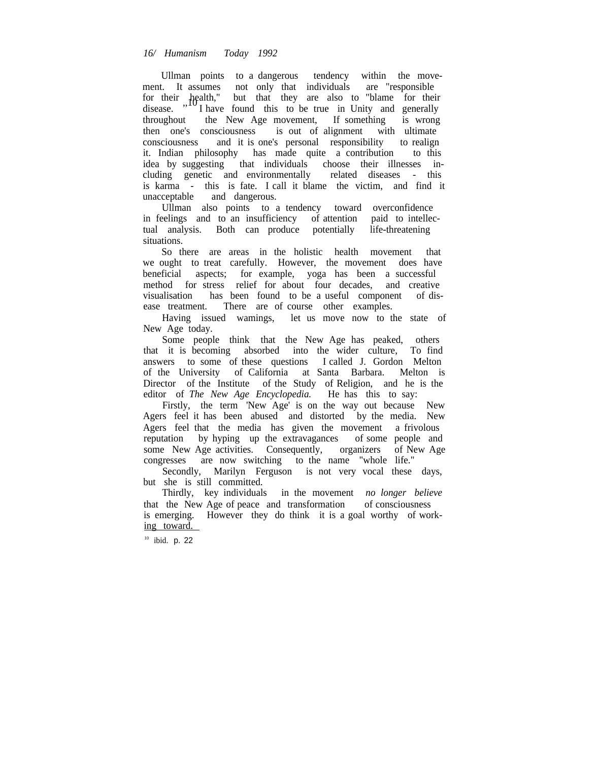Ullman points to a dangerous tendency within the movement. It assumes not only that individuals are "responsible for their health," but that they are also to "blame for their disease."[10] I have found this to be true in Unity and generally throughout the New Age movement, If something is wrong then one's consciousness is out of alignment with ultimate consciousness and it is one's personal responsibility to realign it. Indian philosophy has made quite a contribution to this idea by suggesting that individuals choose their illnesses including genetic and environmentally related diseases - this is karma - this is fate. I call it blame the victim, and find it unacceptable and dangerous.

Ullman also points to a tendency toward overconfidence in feelings and to an insufficiency of attention paid to intellectual analysis. Both can produce potentially life-threatening situations.

So there are areas in the holistic health movement that we ought to treat carefully. However, the movement does have beneficial aspects; for example, yoga has been a successful method for stress relief for about four decades, and creative visualisation has been found to be a useful component of disease treatment. There are of course other examples.

Having issued wamings, let us move now to the state of New Age today.

Some people think that the New Age has peaked, others that it is becoming absorbed into the wider culture, To find answers to some of these questions I called J. Gordon Melton of the University of California at Santa Barbara. Melton is Director of the Institute of the Study of Religion, and he is the editor of *The New Age Encyclopedia.* He has this to say:

Firstly, the term 'New Age' is on the way out because New Agers feel it has been abused and distorted by the media. New Agers feel that the media has given the movement a frivolous reputation by hyping up the extravagances of some people and some New Age activities. Consequently, organizers of New Age congresses are now switching to the name "whole life."

Secondly, Marilyn Ferguson is not very vocal these days, but she is still committed.

Thirdly, key individuals in the movement *no longer believe* that the New Age of peace and transformation of consciousness is emerging. However they do think it is a goal worthy of working toward.

[10] ibid. p. 22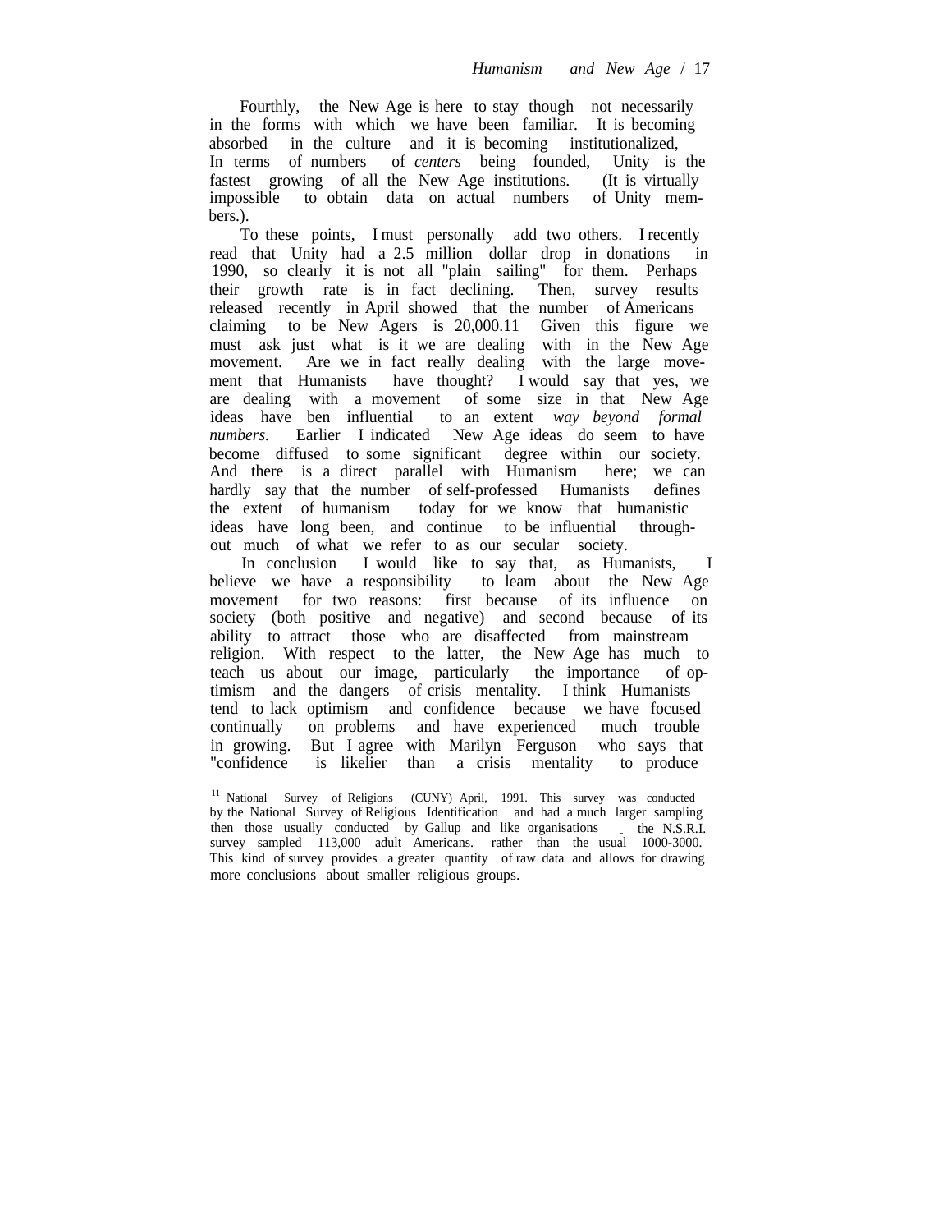Fourthly, the New Age is here to stay though not necessarily in the forms with which we have been familiar. It is becoming absorbed in the culture and it is becoming institutionalized, In terms of numbers of *centers* being founded, Unity is the fastest growing of all the New Age institutions. (It is virtually impossible to obtain data on actual numbers of Unity members.).

To these points, I must personally add two others. I recently read that Unity had a 2.5 million dollar drop in donations in 1990, so clearly it is not all "plain sailing" for them. Perhaps their growth rate is in fact declining. Then, survey results released recently in April showed that the number of Americans claiming to be New Agers is 20,000.[11] Given this figure we must ask just what is it we are dealing with in the New Age movement. Are we in fact really dealing with the large movement that Humanists have thought? I would say that yes, we are dealing with a movement of some size in that New Age ideas have ben influential to an extent *way beyond formal numbers.* Earlier I indicated New Age ideas do seem to have become diffused to some significant degree within our society. And there is a direct parallel with Humanism here; we can hardly say that the number of self-professed Humanists defines the extent of humanism today for we know that humanistic ideas have long been, and continue to be influential throughout much of what we refer to as our secular society.

In conclusion I would like to say that, as Humanists, I believe we have a responsibility to leam about the New Age movement for two reasons: first because of its influence on society (both positive and negative) and second because of its ability to attract those who are disaffected from mainstream religion. With respect to the latter, the New Age has much to teach us about our image, particularly the importance of optimism and the dangers of crisis mentality. I think Humanists tend to lack optimism and confidence because we have focused continually on problems and have experienced much trouble in growing. But I agree with Marilyn Ferguson who says that "confidence is likelier than a crisis mentality to produce

[11] National Survey of Religions (CUNY) April, 1991. This survey was conducted by the National Survey of Religious Identification and had a much larger sampling then those usually conducted by Gallup and like organisations - the N.S.R.I. survey sampled 113,000 adult Americans. rather than the usual 1000-3000. This kind of survey provides a greater quantity of raw data and allows for drawing more conclusions about smaller religious groups.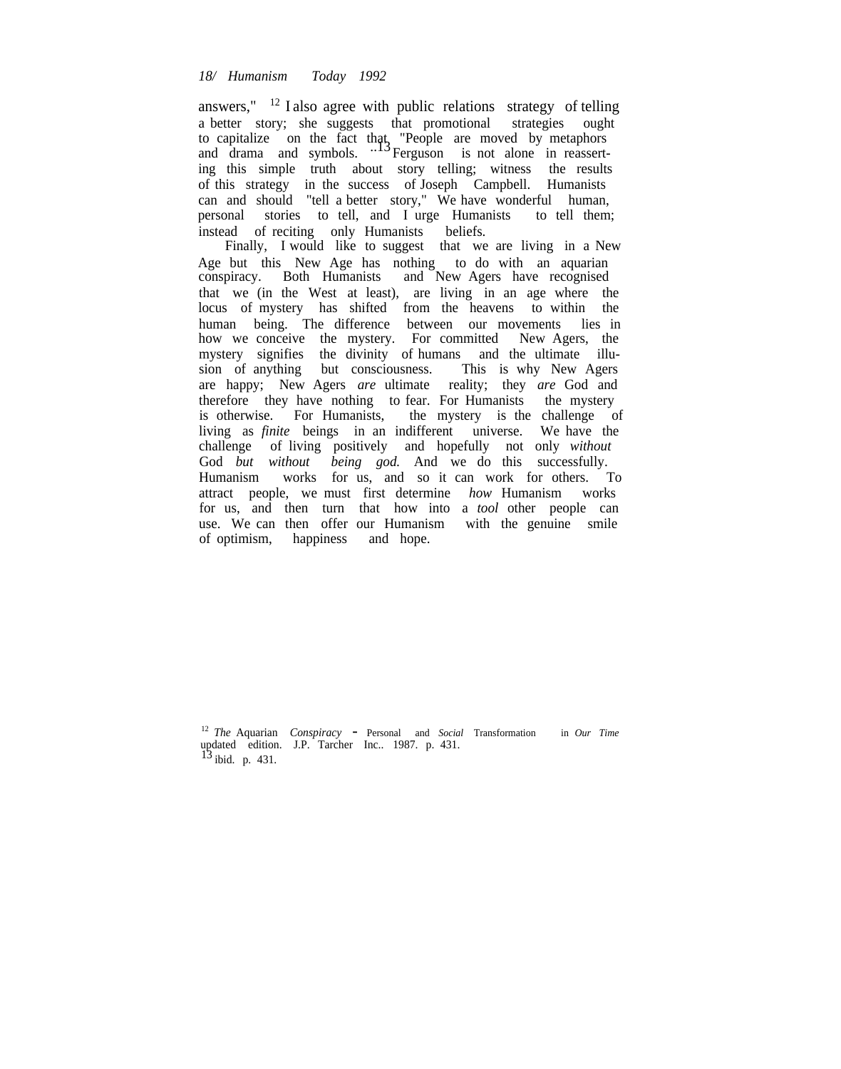answers," [12] I also agree with public relations strategy of telling a better story; she suggests that promotional strategies ought to capitalize on the fact that "People are moved by metaphors and drama and symbols." [13] Ferguson is not alone in reasserting this simple truth about story telling; witness the results of this strategy in the success of Joseph Campbell. Humanists can and should "tell a better story," We have wonderful human, personal stories to tell, and I urge Humanists to tell them; instead of reciting only Humanists beliefs.

Finally, I would like to suggest that we are living in a New Age but this New Age has nothing to do with an aquarian conspiracy. Both Humanists and New Agers have recognised that we (in the West at least), are living in an age where the locus of mystery has shifted from the heavens to within the human being. The difference between our movements lies in how we conceive the mystery. For committed New Agers, the mystery signifies the divinity of humans and the ultimate illusion of anything but consciousness. This is why New Agers are happy; New Agers *are* ultimate reality; they *are* God and therefore they have nothing to fear. For Humanists the mystery is otherwise. For Humanists, the mystery is the challenge of living as *finite* beings in an indifferent universe. We have the challenge of living positively and hopefully not only *without* God *but without being god.* And we do this successfully. Humanism works for us, and so it can work for others. To attract people, we must first determine *how* Humanism works for us, and then turn that how into a *tool* other people can use. We can then offer our Humanism with the genuine smile of optimism, happiness and hope.

---

[12] *The* Aquarian *Conspiracy* - Personal and *Social* Transformation in *Our Time* updated edition. J.P. Tarcher Inc.. 1987. p. 431.

[13] ibid. p. 431.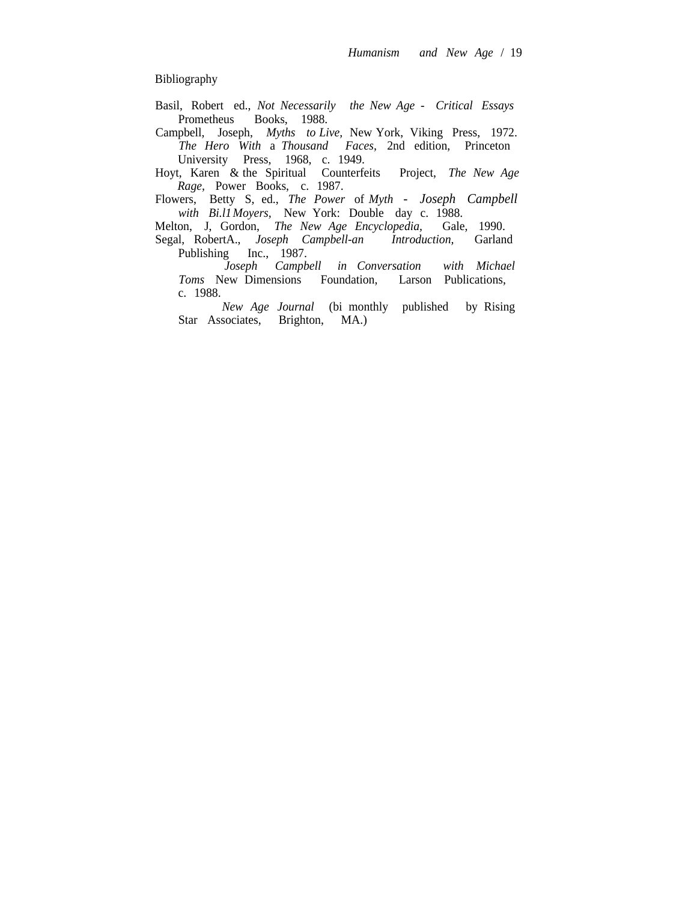## Bibliography

Basil, Robert ed., *Not Necessarily the New Age - Critical Essays* Prometheus Books, 1988.

Campbell, Joseph, *Myths to Live,* New York, Viking Press, 1972.
*The Hero With* a *Thousand Faces,* 2nd edition, Princeton University Press, 1968, c. 1949.

Hoyt, Karen & the Spiritual Counterfeits Project, *The New Age Rage,* Power Books, c. 1987.

Flowers, Betty S, ed., *The Power* of *Myth - Joseph Campbell with Bi.l1 Moyers,* New York: Double day c. 1988.

Melton, J, Gordon, *The New Age Encyclopedia,* Gale, 1990.

Segal, RobertA., *Joseph Campbell-an Introduction,* Garland Publishing Inc., 1987.

*Joseph Campbell in Conversation with Michael Toms* New Dimensions Foundation, Larson Publications, c. 1988.

*New Age Journal* (bi monthly published by Rising Star Associates, Brighton, MA.)